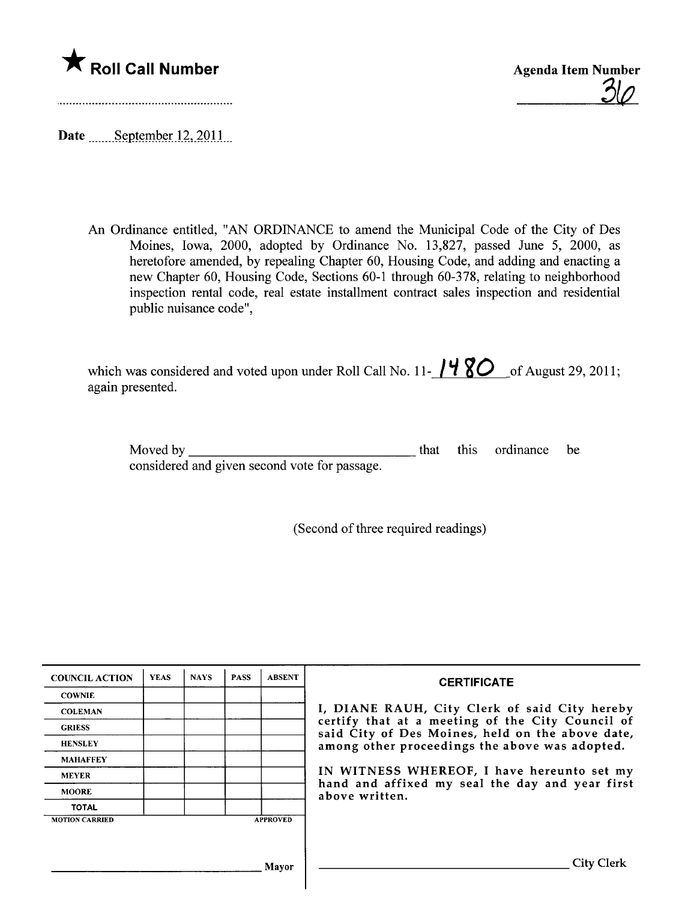★ **Roll Call Number**

..........................................................

**Agenda Item Number**

36

**Date** September 12, 2011

An Ordinance entitled, "AN ORDINANCE to amend the Municipal Code of the City of Des Moines, Iowa, 2000, adopted by Ordinance No. 13,827, passed June 5, 2000, as heretofore amended, by repealing Chapter 60, Housing Code, and adding and enacting a new Chapter 60, Housing Code, Sections 60-1 through 60-378, relating to neighborhood inspection rental code, real estate installment contract sales inspection and residential public nuisance code",

which was considered and voted upon under Roll Call No. 11-1480 of August 29, 2011; again presented.

Moved by ________________________________ that this ordinance be considered and given second vote for passage.

(Second of three required readings)

| COUNCIL ACTION | YEAS | NAYS | PASS | ABSENT |
|---|---|---|---|---|
| COWNIE | | | | |
| COLEMAN | | | | |
| GRIESS | | | | |
| HENSLEY | | | | |
| MAHAFFEY | | | | |
| MEYER | | | | |
| MOORE | | | | |
| TOTAL | | | | |

MOTION CARRIED APPROVED

________________________________ Mayor

**CERTIFICATE**

I, DIANE RAUH, City Clerk of said City hereby certify that at a meeting of the City Council of said City of Des Moines, held on the above date, among other proceedings the above was adopted.

IN WITNESS WHEREOF, I have hereunto set my hand and affixed my seal the day and year first above written.

________________________________ City Clerk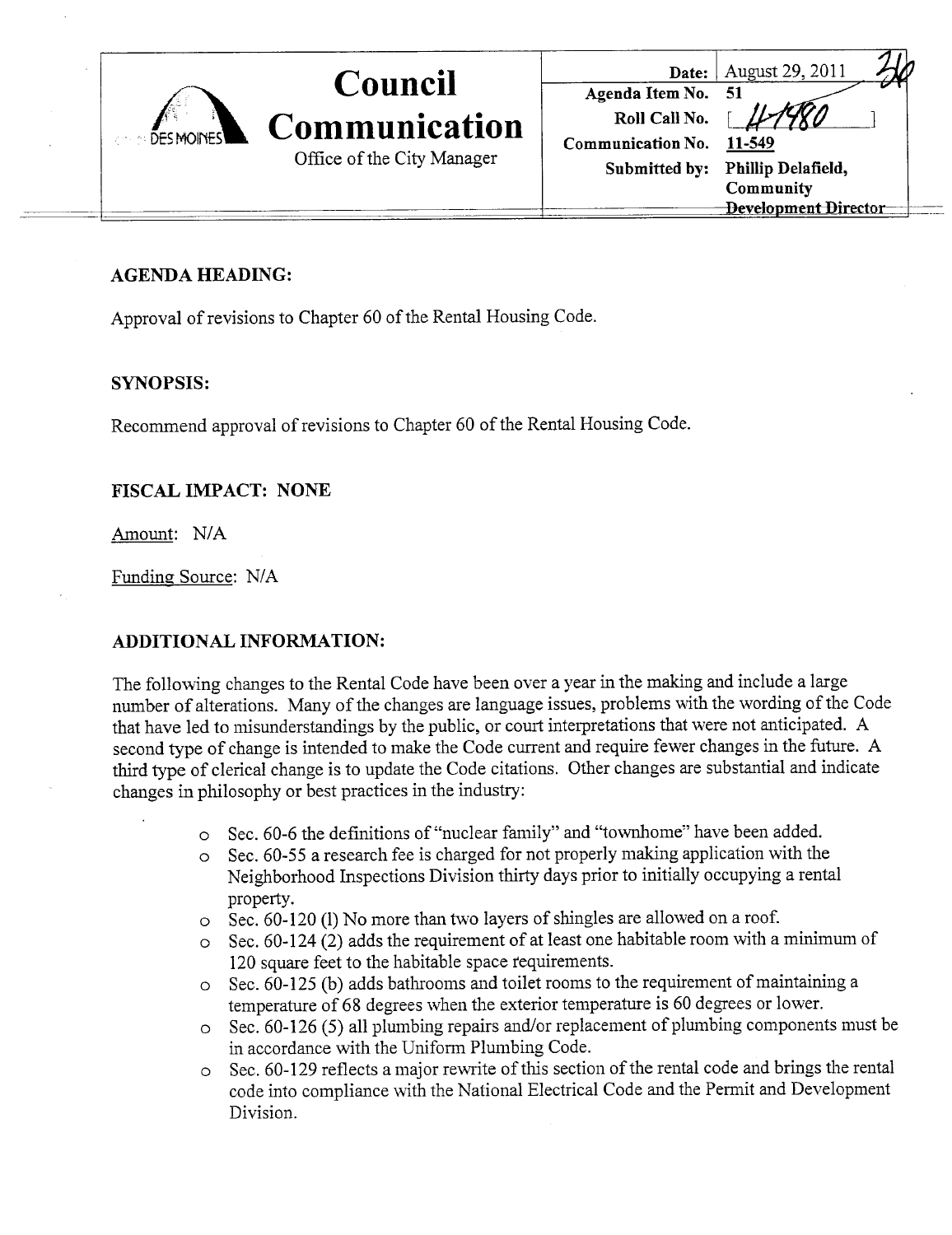# Council Communication

Office of the City Manager

| | |
|---|---|
| **Date:** | August 29, 2011 |
| **Agenda Item No.** | 51 |
| **Roll Call No.** | [11-1480] |
| **Communication No.** | 11-549 |
| **Submitted by:** | Phillip Delafield, Community Development Director |

## AGENDA HEADING:

Approval of revisions to Chapter 60 of the Rental Housing Code.

## SYNOPSIS:

Recommend approval of revisions to Chapter 60 of the Rental Housing Code.

## FISCAL IMPACT: NONE

Amount: N/A

Funding Source: N/A

## ADDITIONAL INFORMATION:

The following changes to the Rental Code have been over a year in the making and include a large number of alterations. Many of the changes are language issues, problems with the wording of the Code that have led to misunderstandings by the public, or court interpretations that were not anticipated. A second type of change is intended to make the Code current and require fewer changes in the future. A third type of clerical change is to update the Code citations. Other changes are substantial and indicate changes in philosophy or best practices in the industry:

- Sec. 60-6 the definitions of "nuclear family" and "townhome" have been added.
- Sec. 60-55 a research fee is charged for not properly making application with the Neighborhood Inspections Division thirty days prior to initially occupying a rental property.
- Sec. 60-120 (l) No more than two layers of shingles are allowed on a roof.
- Sec. 60-124 (2) adds the requirement of at least one habitable room with a minimum of 120 square feet to the habitable space requirements.
- Sec. 60-125 (b) adds bathrooms and toilet rooms to the requirement of maintaining a temperature of 68 degrees when the exterior temperature is 60 degrees or lower.
- Sec. 60-126 (5) all plumbing repairs and/or replacement of plumbing components must be in accordance with the Uniform Plumbing Code.
- Sec. 60-129 reflects a major rewrite of this section of the rental code and brings the rental code into compliance with the National Electrical Code and the Permit and Development Division.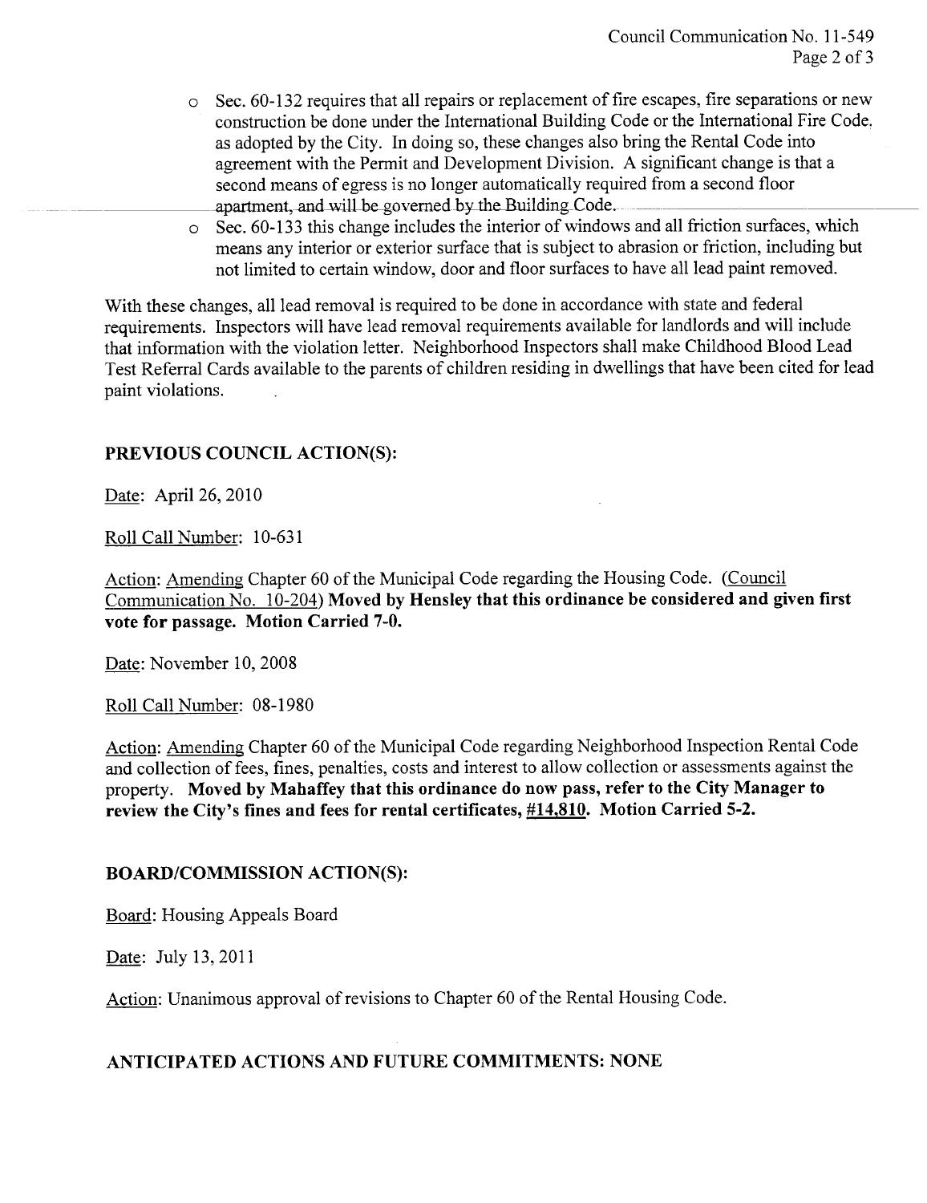- Sec. 60-132 requires that all repairs or replacement of fire escapes, fire separations or new construction be done under the International Building Code or the International Fire Code, as adopted by the City. In doing so, these changes also bring the Rental Code into agreement with the Permit and Development Division. A significant change is that a second means of egress is no longer automatically required from a second floor apartment, and will be governed by the Building Code.
- Sec. 60-133 this change includes the interior of windows and all friction surfaces, which means any interior or exterior surface that is subject to abrasion or friction, including but not limited to certain window, door and floor surfaces to have all lead paint removed.

With these changes, all lead removal is required to be done in accordance with state and federal requirements. Inspectors will have lead removal requirements available for landlords and will include that information with the violation letter. Neighborhood Inspectors shall make Childhood Blood Lead Test Referral Cards available to the parents of children residing in dwellings that have been cited for lead paint violations.

## PREVIOUS COUNCIL ACTION(S):

Date: April 26, 2010

Roll Call Number: 10-631

Action: Amending Chapter 60 of the Municipal Code regarding the Housing Code. (Council Communication No. 10-204) **Moved by Hensley that this ordinance be considered and given first vote for passage. Motion Carried 7-0.**

Date: November 10, 2008

Roll Call Number: 08-1980

Action: Amending Chapter 60 of the Municipal Code regarding Neighborhood Inspection Rental Code and collection of fees, fines, penalties, costs and interest to allow collection or assessments against the property. **Moved by Mahaffey that this ordinance do now pass, refer to the City Manager to review the City's fines and fees for rental certificates, #14,810. Motion Carried 5-2.**

## BOARD/COMMISSION ACTION(S):

Board: Housing Appeals Board

Date: July 13, 2011

Action: Unanimous approval of revisions to Chapter 60 of the Rental Housing Code.

## ANTICIPATED ACTIONS AND FUTURE COMMITMENTS: NONE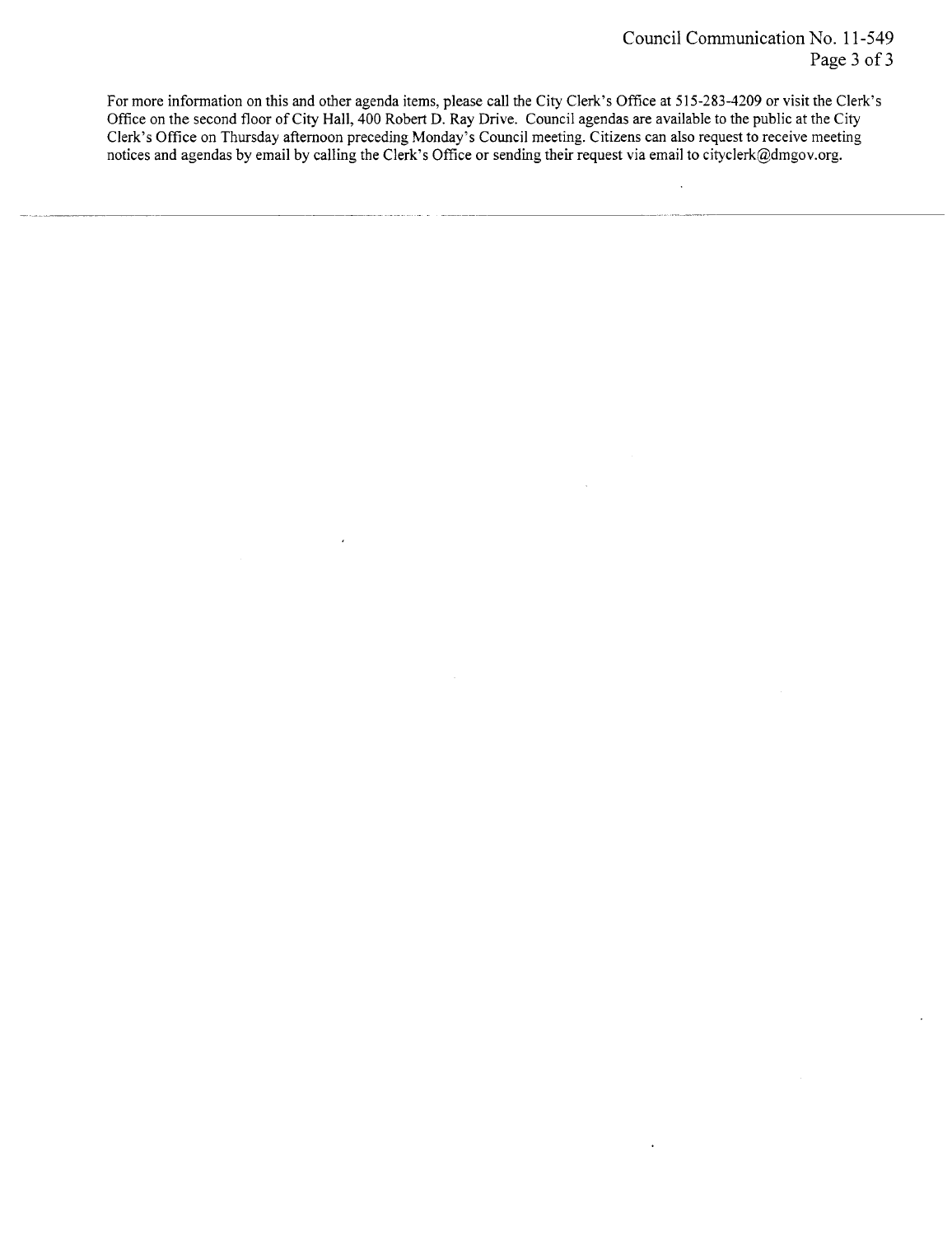For more information on this and other agenda items, please call the City Clerk's Office at 515-283-4209 or visit the Clerk's Office on the second floor of City Hall, 400 Robert D. Ray Drive. Council agendas are available to the public at the City Clerk's Office on Thursday afternoon preceding Monday's Council meeting. Citizens can also request to receive meeting notices and agendas by email by calling the Clerk's Office or sending their request via email to cityclerk@dmgov.org.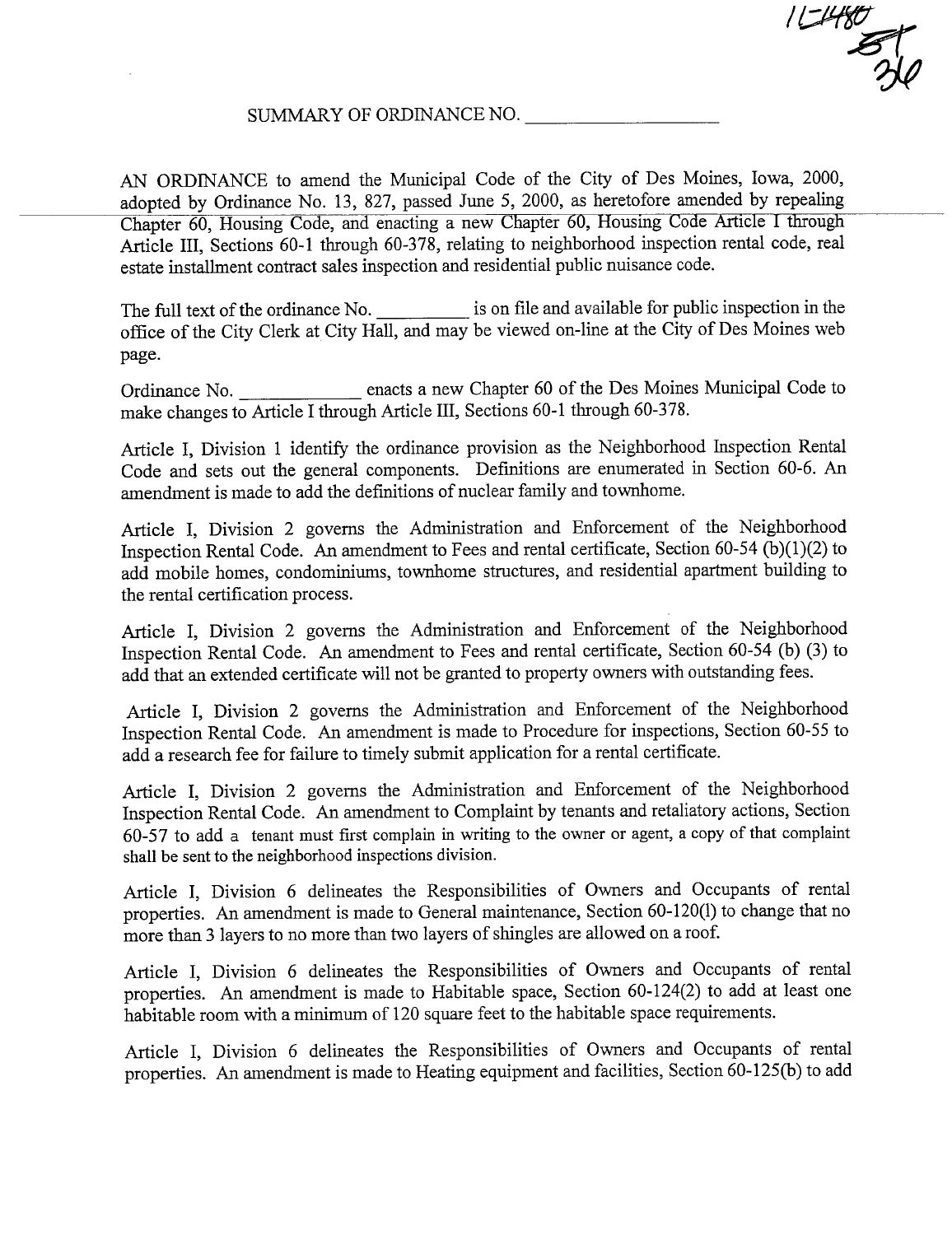11-1480
57
36

SUMMARY OF ORDINANCE NO. ____________________

AN ORDINANCE to amend the Municipal Code of the City of Des Moines, Iowa, 2000, adopted by Ordinance No. 13, 827, passed June 5, 2000, as heretofore amended by repealing Chapter 60, Housing Code, and enacting a new Chapter 60, Housing Code Article I through Article III, Sections 60-1 through 60-378, relating to neighborhood inspection rental code, real estate installment contract sales inspection and residential public nuisance code.

The full text of the ordinance No. __________ is on file and available for public inspection in the office of the City Clerk at City Hall, and may be viewed on-line at the City of Des Moines web page.

Ordinance No. ____________ enacts a new Chapter 60 of the Des Moines Municipal Code to make changes to Article I through Article III, Sections 60-1 through 60-378.

Article I, Division 1 identify the ordinance provision as the Neighborhood Inspection Rental Code and sets out the general components. Definitions are enumerated in Section 60-6. An amendment is made to add the definitions of nuclear family and townhome.

Article I, Division 2 governs the Administration and Enforcement of the Neighborhood Inspection Rental Code. An amendment to Fees and rental certificate, Section 60-54 (b)(1)(2) to add mobile homes, condominiums, townhome structures, and residential apartment building to the rental certification process.

Article I, Division 2 governs the Administration and Enforcement of the Neighborhood Inspection Rental Code. An amendment to Fees and rental certificate, Section 60-54 (b) (3) to add that an extended certificate will not be granted to property owners with outstanding fees.

Article I, Division 2 governs the Administration and Enforcement of the Neighborhood Inspection Rental Code. An amendment is made to Procedure for inspections, Section 60-55 to add a research fee for failure to timely submit application for a rental certificate.

Article I, Division 2 governs the Administration and Enforcement of the Neighborhood Inspection Rental Code. An amendment to Complaint by tenants and retaliatory actions, Section 60-57 to add a tenant must first complain in writing to the owner or agent, a copy of that complaint shall be sent to the neighborhood inspections division.

Article I, Division 6 delineates the Responsibilities of Owners and Occupants of rental properties. An amendment is made to General maintenance, Section 60-120(l) to change that no more than 3 layers to no more than two layers of shingles are allowed on a roof.

Article I, Division 6 delineates the Responsibilities of Owners and Occupants of rental properties. An amendment is made to Habitable space, Section 60-124(2) to add at least one habitable room with a minimum of 120 square feet to the habitable space requirements.

Article I, Division 6 delineates the Responsibilities of Owners and Occupants of rental properties. An amendment is made to Heating equipment and facilities, Section 60-125(b) to add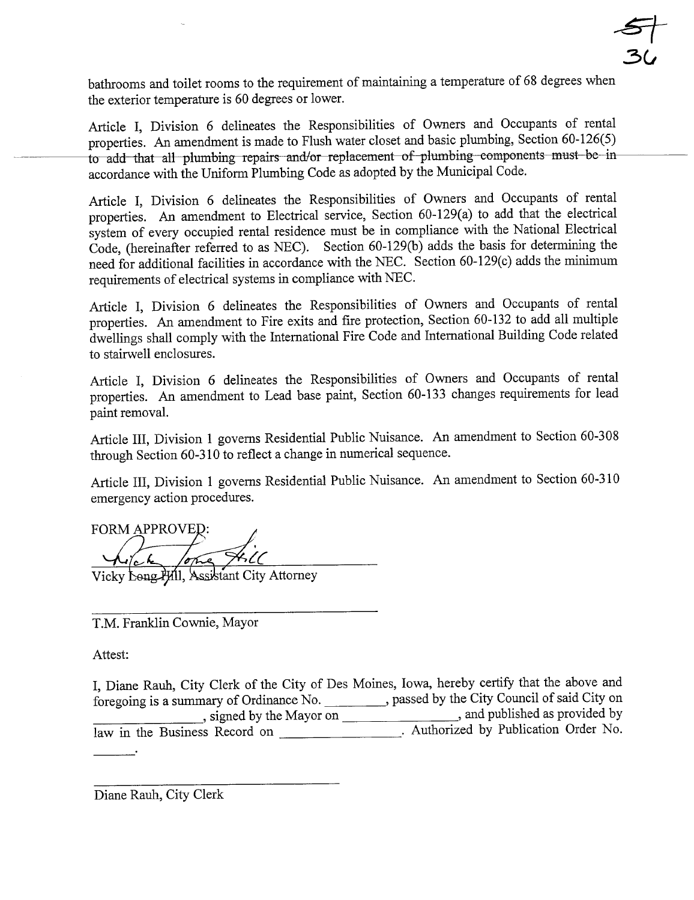bathrooms and toilet rooms to the requirement of maintaining a temperature of 68 degrees when the exterior temperature is 60 degrees or lower.

Article I, Division 6 delineates the Responsibilities of Owners and Occupants of rental properties. An amendment is made to Flush water closet and basic plumbing, Section 60-126(5) to add that all plumbing repairs and/or replacement of plumbing components must be in accordance with the Uniform Plumbing Code as adopted by the Municipal Code.

Article I, Division 6 delineates the Responsibilities of Owners and Occupants of rental properties. An amendment to Electrical service, Section 60-129(a) to add that the electrical system of every occupied rental residence must be in compliance with the National Electrical Code, (hereinafter referred to as NEC). Section 60-129(b) adds the basis for determining the need for additional facilities in accordance with the NEC. Section 60-129(c) adds the minimum requirements of electrical systems in compliance with NEC.

Article I, Division 6 delineates the Responsibilities of Owners and Occupants of rental properties. An amendment to Fire exits and fire protection, Section 60-132 to add all multiple dwellings shall comply with the International Fire Code and International Building Code related to stairwell enclosures.

Article I, Division 6 delineates the Responsibilities of Owners and Occupants of rental properties. An amendment to Lead base paint, Section 60-133 changes requirements for lead paint removal.

Article III, Division 1 governs Residential Public Nuisance. An amendment to Section 60-308 through Section 60-310 to reflect a change in numerical sequence.

Article III, Division 1 governs Residential Public Nuisance. An amendment to Section 60-310 emergency action procedures.

FORM APPROVED:

Vicky Long Hill, Assistant City Attorney

T.M. Franklin Cownie, Mayor

Attest:

I, Diane Rauh, City Clerk of the City of Des Moines, Iowa, hereby certify that the above and foregoing is a summary of Ordinance No. ________, passed by the City Council of said City on ________________, signed by the Mayor on ________________, and published as provided by law in the Business Record on ________________. Authorized by Publication Order No. ______.

Diane Rauh, City Clerk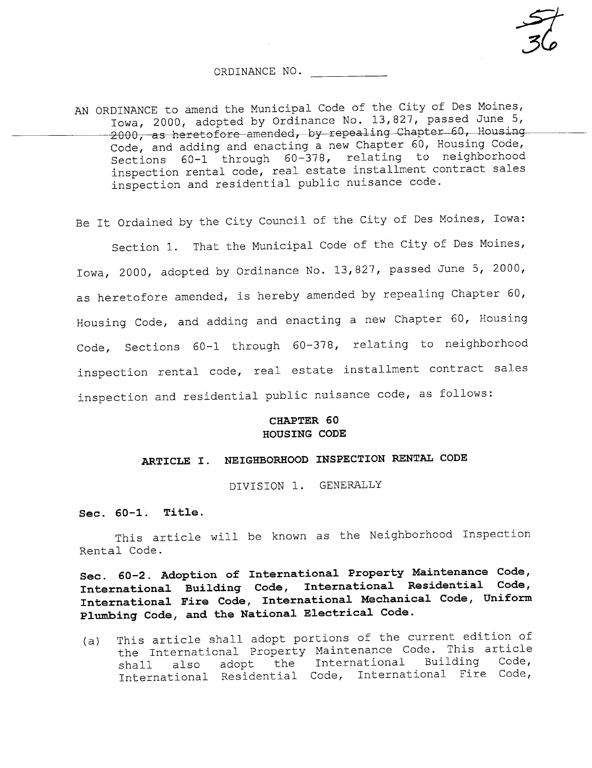ORDINANCE NO. ___________

AN ORDINANCE to amend the Municipal Code of the City of Des Moines, Iowa, 2000, adopted by Ordinance No. 13,827, passed June 5, 2000, as heretofore amended, by repealing Chapter 60, Housing Code, and adding and enacting a new Chapter 60, Housing Code, Sections 60-1 through 60-378, relating to neighborhood inspection rental code, real estate installment contract sales inspection and residential public nuisance code.

Be It Ordained by the City Council of the City of Des Moines, Iowa:

Section 1. That the Municipal Code of the City of Des Moines, Iowa, 2000, adopted by Ordinance No. 13,827, passed June 5, 2000, as heretofore amended, is hereby amended by repealing Chapter 60, Housing Code, and adding and enacting a new Chapter 60, Housing Code, Sections 60-1 through 60-378, relating to neighborhood inspection rental code, real estate installment contract sales inspection and residential public nuisance code, as follows:

# CHAPTER 60
# HOUSING CODE

## ARTICLE I. NEIGHBORHOOD INSPECTION RENTAL CODE

### DIVISION 1. GENERALLY

**Sec. 60-1. Title.**

This article will be known as the Neighborhood Inspection Rental Code.

**Sec. 60-2. Adoption of International Property Maintenance Code, International Building Code, International Residential Code, International Fire Code, International Mechanical Code, Uniform Plumbing Code, and the National Electrical Code.**

(a) This article shall adopt portions of the current edition of the International Property Maintenance Code. This article shall also adopt the International Building Code, International Residential Code, International Fire Code,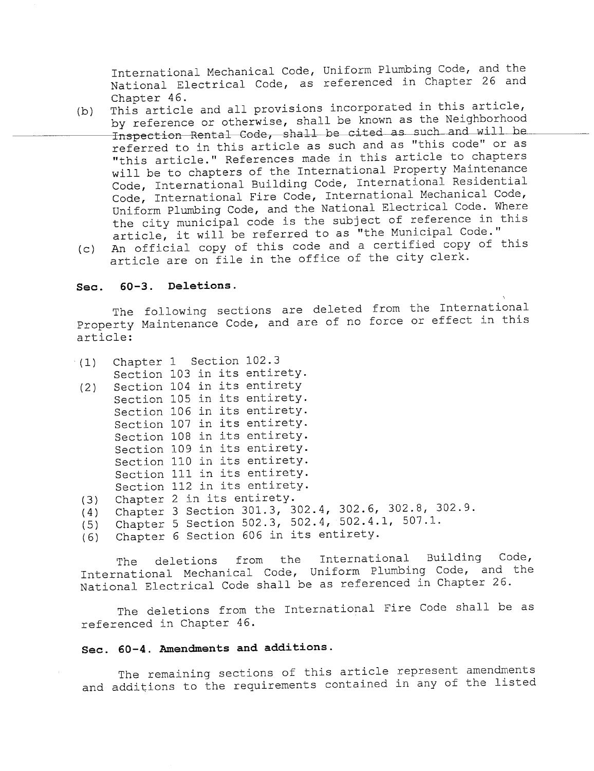International Mechanical Code, Uniform Plumbing Code, and the National Electrical Code, as referenced in Chapter 26 and Chapter 46.

(b) This article and all provisions incorporated in this article, by reference or otherwise, shall be known as the Neighborhood ~~Inspection Rental Code, shall be cited as such and will be~~ referred to in this article as such and as "this code" or as "this article." References made in this article to chapters will be to chapters of the International Property Maintenance Code, International Building Code, International Residential Code, International Fire Code, International Mechanical Code, Uniform Plumbing Code, and the National Electrical Code. Where the city municipal code is the subject of reference in this article, it will be referred to as "the Municipal Code."

(c) An official copy of this code and a certified copy of this article are on file in the office of the city clerk.

**Sec. 60-3. Deletions.**

The following sections are deleted from the International Property Maintenance Code, and are of no force or effect in this article:

(1) Chapter 1 Section 102.3
Section 103 in its entirety.

(2) Section 104 in its entirety
Section 105 in its entirety.
Section 106 in its entirety.
Section 107 in its entirety.
Section 108 in its entirety.
Section 109 in its entirety.
Section 110 in its entirety.
Section 111 in its entirety.
Section 112 in its entirety.

(3) Chapter 2 in its entirety.

(4) Chapter 3 Section 301.3, 302.4, 302.6, 302.8, 302.9.

(5) Chapter 5 Section 502.3, 502.4, 502.4.1, 507.1.

(6) Chapter 6 Section 606 in its entirety.

The deletions from the International Building Code, International Mechanical Code, Uniform Plumbing Code, and the National Electrical Code shall be as referenced in Chapter 26.

The deletions from the International Fire Code shall be as referenced in Chapter 46.

**Sec. 60-4. Amendments and additions.**

The remaining sections of this article represent amendments and additions to the requirements contained in any of the listed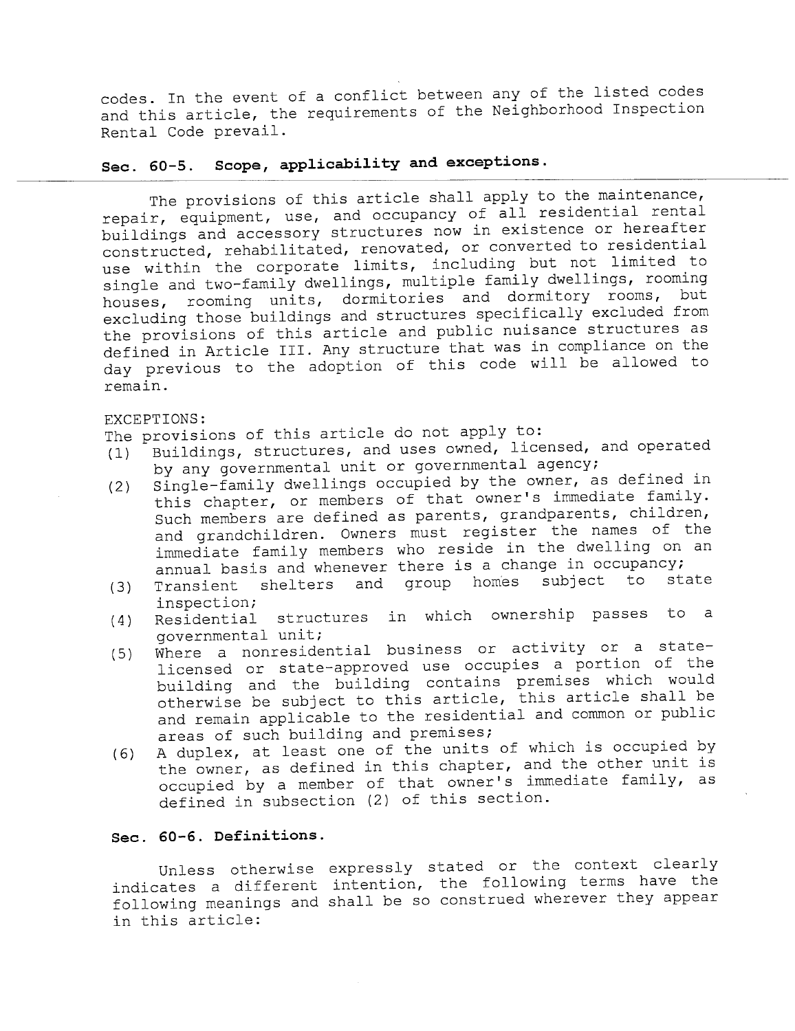codes. In the event of a conflict between any of the listed codes and this article, the requirements of the Neighborhood Inspection Rental Code prevail.

## Sec. 60-5. Scope, applicability and exceptions.

The provisions of this article shall apply to the maintenance, repair, equipment, use, and occupancy of all residential rental buildings and accessory structures now in existence or hereafter constructed, rehabilitated, renovated, or converted to residential use within the corporate limits, including but not limited to single and two-family dwellings, multiple family dwellings, rooming houses, rooming units, dormitories and dormitory rooms, but excluding those buildings and structures specifically excluded from the provisions of this article and public nuisance structures as defined in Article III. Any structure that was in compliance on the day previous to the adoption of this code will be allowed to remain.

EXCEPTIONS:

The provisions of this article do not apply to:

(1) Buildings, structures, and uses owned, licensed, and operated by any governmental unit or governmental agency;

(2) Single-family dwellings occupied by the owner, as defined in this chapter, or members of that owner's immediate family. Such members are defined as parents, grandparents, children, and grandchildren. Owners must register the names of the immediate family members who reside in the dwelling on an annual basis and whenever there is a change in occupancy;

(3) Transient shelters and group homes subject to state inspection;

(4) Residential structures in which ownership passes to a governmental unit;

(5) Where a nonresidential business or activity or a state-licensed or state-approved use occupies a portion of the building and the building contains premises which would otherwise be subject to this article, this article shall be and remain applicable to the residential and common or public areas of such building and premises;

(6) A duplex, at least one of the units of which is occupied by the owner, as defined in this chapter, and the other unit is occupied by a member of that owner's immediate family, as defined in subsection (2) of this section.

## Sec. 60-6. Definitions.

Unless otherwise expressly stated or the context clearly indicates a different intention, the following terms have the following meanings and shall be so construed wherever they appear in this article: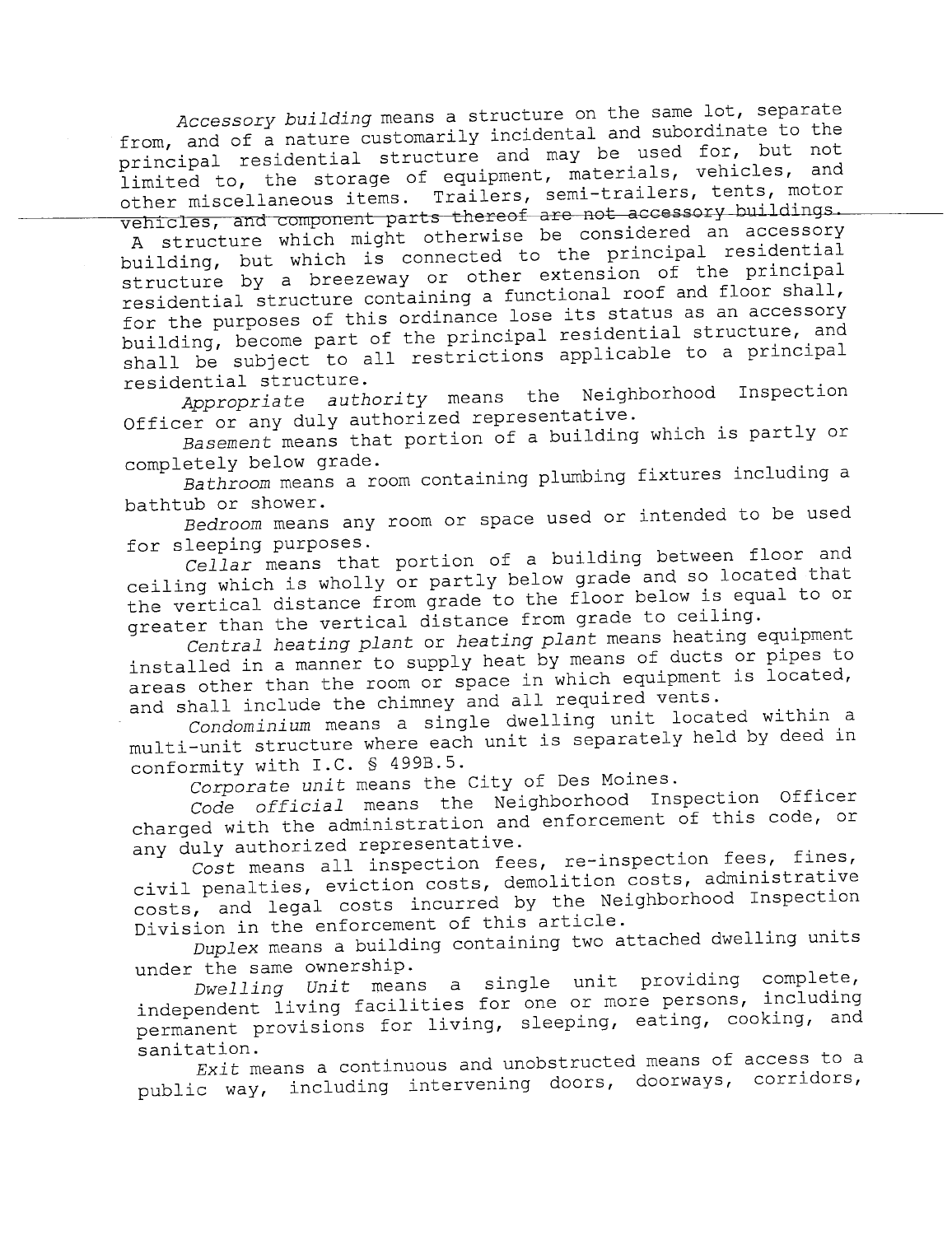*Accessory building* means a structure on the same lot, separate from, and of a nature customarily incidental and subordinate to the principal residential structure and may be used for, but not limited to, the storage of equipment, materials, vehicles, and other miscellaneous items. Trailers, semi-trailers, tents, motor vehicles, and component parts thereof are not accessory buildings. A structure which might otherwise be considered an accessory building, but which is connected to the principal residential structure by a breezeway or other extension of the principal residential structure containing a functional roof and floor shall, for the purposes of this ordinance lose its status as an accessory building, become part of the principal residential structure, and shall be subject to all restrictions applicable to a principal residential structure.

*Appropriate authority* means the Neighborhood Inspection Officer or any duly authorized representative.

*Basement* means that portion of a building which is partly or completely below grade.

*Bathroom* means a room containing plumbing fixtures including a bathtub or shower.

*Bedroom* means any room or space used or intended to be used for sleeping purposes.

*Cellar* means that portion of a building between floor and ceiling which is wholly or partly below grade and so located that the vertical distance from grade to the floor below is equal to or greater than the vertical distance from grade to ceiling.

*Central heating plant* or *heating plant* means heating equipment installed in a manner to supply heat by means of ducts or pipes to areas other than the room or space in which equipment is located, and shall include the chimney and all required vents.

*Condominium* means a single dwelling unit located within a multi-unit structure where each unit is separately held by deed in conformity with I.C. § 499B.5.

*Corporate unit* means the City of Des Moines.

*Code official* means the Neighborhood Inspection Officer charged with the administration and enforcement of this code, or any duly authorized representative.

*Cost* means all inspection fees, re-inspection fees, fines, civil penalties, eviction costs, demolition costs, administrative costs, and legal costs incurred by the Neighborhood Inspection Division in the enforcement of this article.

*Duplex* means a building containing two attached dwelling units under the same ownership.

*Dwelling Unit* means a single unit providing complete, independent living facilities for one or more persons, including permanent provisions for living, sleeping, eating, cooking, and sanitation.

*Exit* means a continuous and unobstructed means of access to a public way, including intervening doors, doorways, corridors,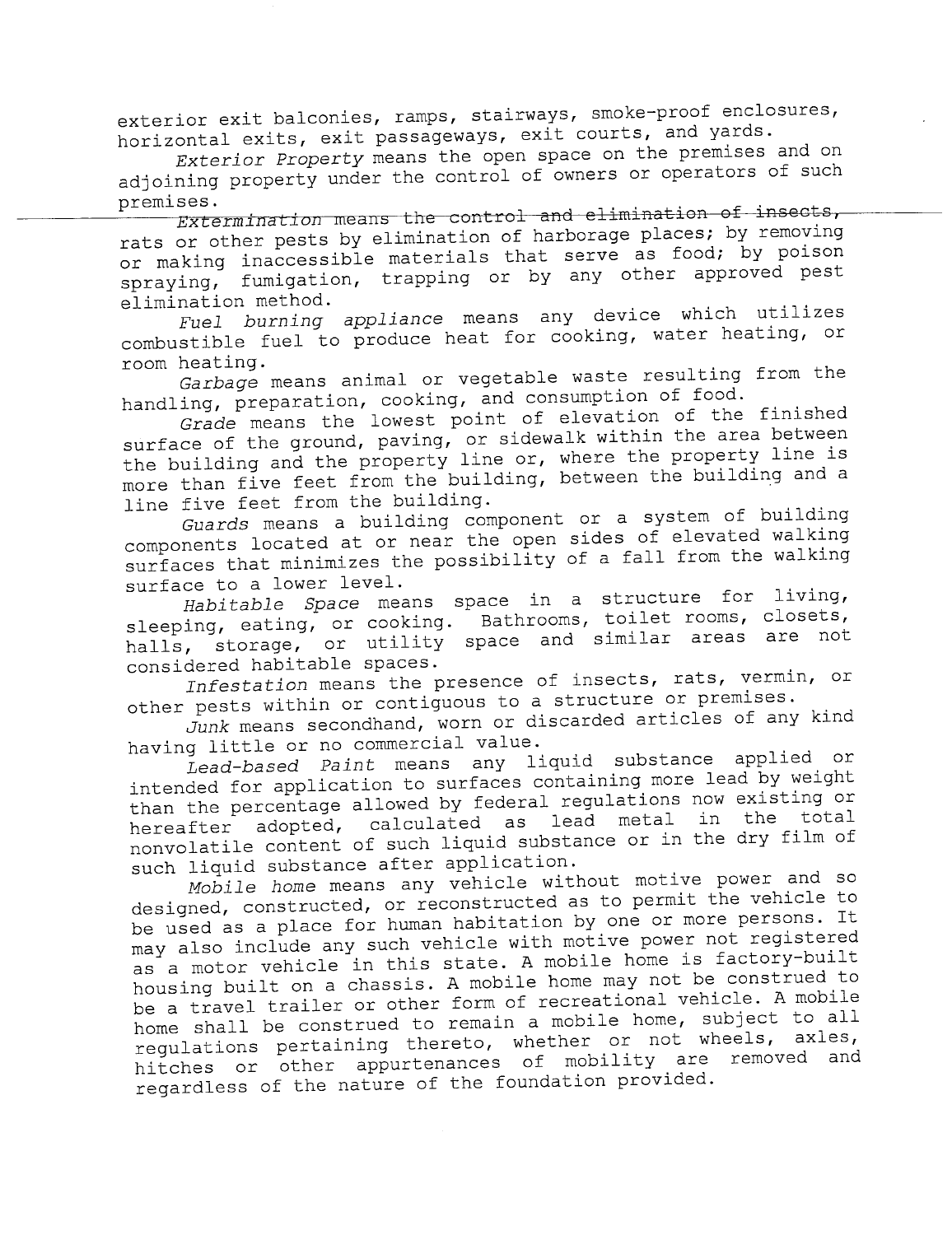exterior exit balconies, ramps, stairways, smoke-proof enclosures, horizontal exits, exit passageways, exit courts, and yards.

*Exterior Property* means the open space on the premises and on adjoining property under the control of owners or operators of such premises.

*Extermination* means the control and elimination of insects, rats or other pests by elimination of harborage places; by removing or making inaccessible materials that serve as food; by poison spraying, fumigation, trapping or by any other approved pest elimination method.

*Fuel burning appliance* means any device which utilizes combustible fuel to produce heat for cooking, water heating, or room heating.

*Garbage* means animal or vegetable waste resulting from the handling, preparation, cooking, and consumption of food.

*Grade* means the lowest point of elevation of the finished surface of the ground, paving, or sidewalk within the area between the building and the property line or, where the property line is more than five feet from the building, between the building and a line five feet from the building.

*Guards* means a building component or a system of building components located at or near the open sides of elevated walking surfaces that minimizes the possibility of a fall from the walking surface to a lower level.

*Habitable Space* means space in a structure for living, sleeping, eating, or cooking. Bathrooms, toilet rooms, closets, halls, storage, or utility space and similar areas are not considered habitable spaces.

*Infestation* means the presence of insects, rats, vermin, or other pests within or contiguous to a structure or premises.

*Junk* means secondhand, worn or discarded articles of any kind having little or no commercial value.

*Lead-based Paint* means any liquid substance applied or intended for application to surfaces containing more lead by weight than the percentage allowed by federal regulations now existing or hereafter adopted, calculated as lead metal in the total nonvolatile content of such liquid substance or in the dry film of such liquid substance after application.

*Mobile home* means any vehicle without motive power and so designed, constructed, or reconstructed as to permit the vehicle to be used as a place for human habitation by one or more persons. It may also include any such vehicle with motive power not registered as a motor vehicle in this state. A mobile home is factory-built housing built on a chassis. A mobile home may not be construed to be a travel trailer or other form of recreational vehicle. A mobile home shall be construed to remain a mobile home, subject to all regulations pertaining thereto, whether or not wheels, axles, hitches or other appurtenances of mobility are removed and regardless of the nature of the foundation provided.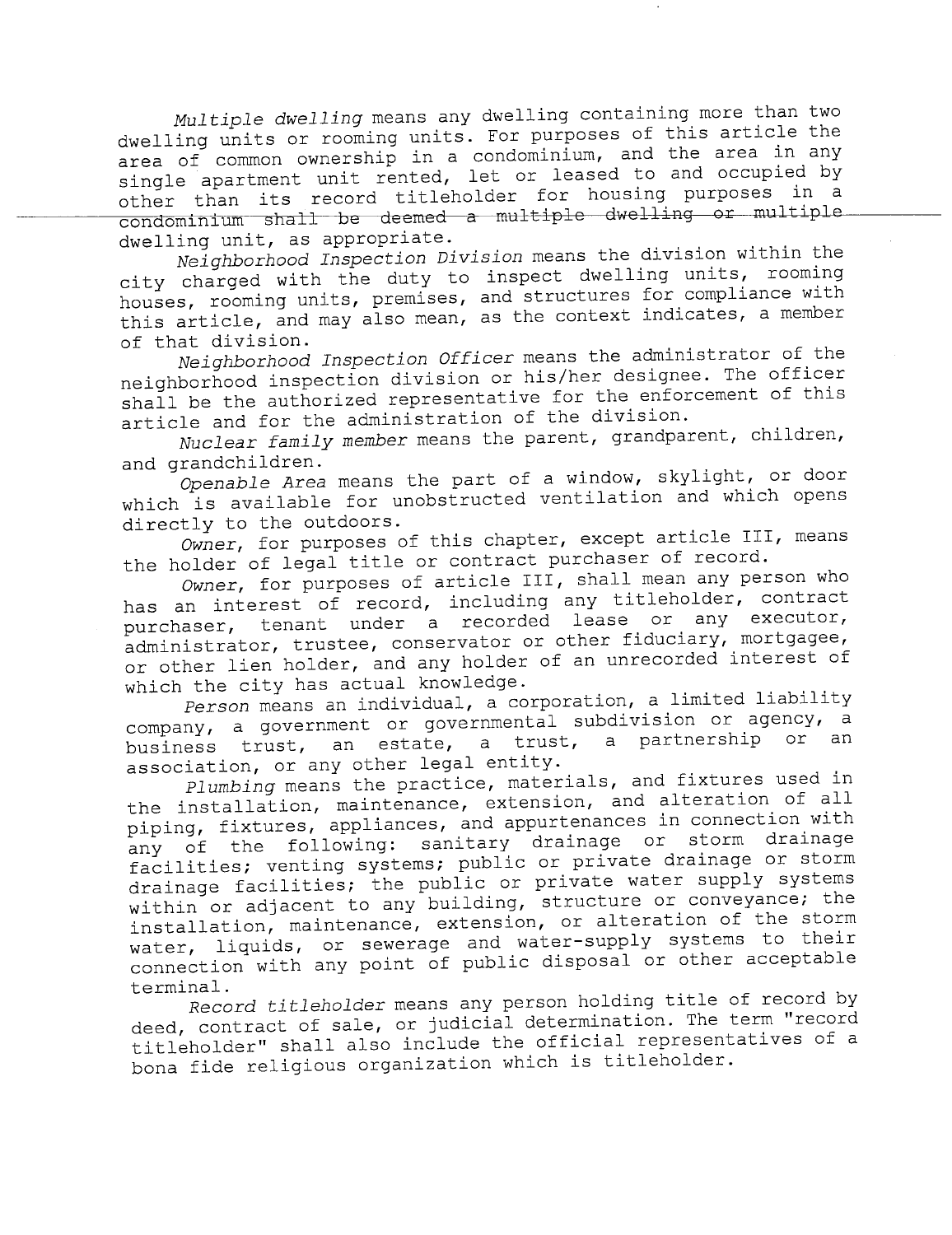*Multiple dwelling* means any dwelling containing more than two dwelling units or rooming units. For purposes of this article the area of common ownership in a condominium, and the area in any single apartment unit rented, let or leased to and occupied by other than its record titleholder for housing purposes in a condominium shall be deemed a multiple dwelling or multiple dwelling unit, as appropriate.

*Neighborhood Inspection Division* means the division within the city charged with the duty to inspect dwelling units, rooming houses, rooming units, premises, and structures for compliance with this article, and may also mean, as the context indicates, a member of that division.

*Neighborhood Inspection Officer* means the administrator of the neighborhood inspection division or his/her designee. The officer shall be the authorized representative for the enforcement of this article and for the administration of the division.

*Nuclear family member* means the parent, grandparent, children, and grandchildren.

*Openable Area* means the part of a window, skylight, or door which is available for unobstructed ventilation and which opens directly to the outdoors.

*Owner*, for purposes of this chapter, except article III, means the holder of legal title or contract purchaser of record.

*Owner*, for purposes of article III, shall mean any person who has an interest of record, including any titleholder, contract purchaser, tenant under a recorded lease or any executor, administrator, trustee, conservator or other fiduciary, mortgagee, or other lien holder, and any holder of an unrecorded interest of which the city has actual knowledge.

*Person* means an individual, a corporation, a limited liability company, a government or governmental subdivision or agency, a business trust, an estate, a trust, a partnership or an association, or any other legal entity.

*Plumbing* means the practice, materials, and fixtures used in the installation, maintenance, extension, and alteration of all piping, fixtures, appliances, and appurtenances in connection with any of the following: sanitary drainage or storm drainage facilities; venting systems; public or private drainage or storm drainage facilities; the public or private water supply systems within or adjacent to any building, structure or conveyance; the installation, maintenance, extension, or alteration of the storm water, liquids, or sewerage and water-supply systems to their connection with any point of public disposal or other acceptable terminal.

*Record titleholder* means any person holding title of record by deed, contract of sale, or judicial determination. The term "record titleholder" shall also include the official representatives of a bona fide religious organization which is titleholder.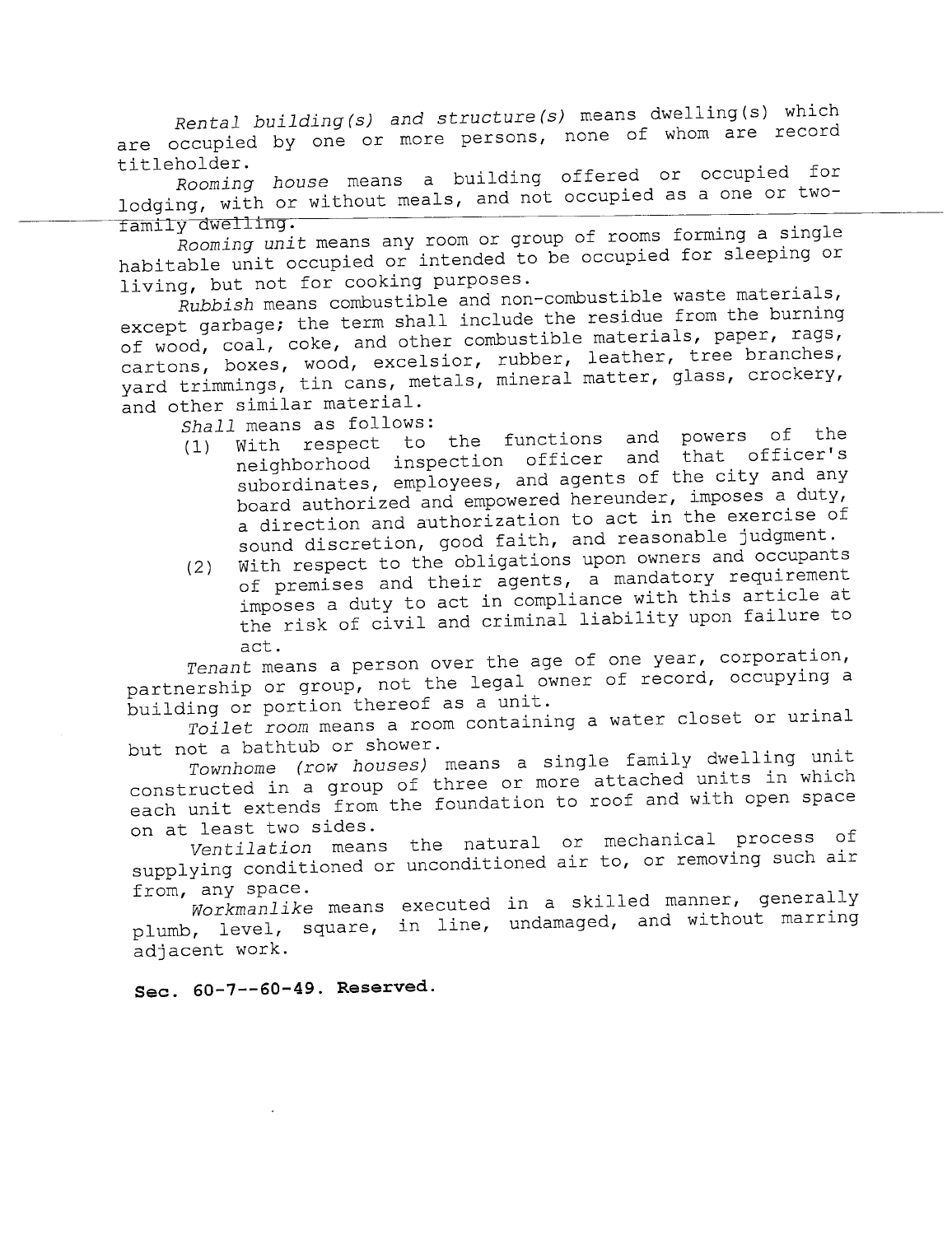*Rental building(s) and structure(s)* means dwelling(s) which are occupied by one or more persons, none of whom are record titleholder.

*Rooming house* means a building offered or occupied for lodging, with or without meals, and not occupied as a one or two-family dwelling.

*Rooming unit* means any room or group of rooms forming a single habitable unit occupied or intended to be occupied for sleeping or living, but not for cooking purposes.

*Rubbish* means combustible and non-combustible waste materials, except garbage; the term shall include the residue from the burning of wood, coal, coke, and other combustible materials, paper, rags, cartons, boxes, wood, excelsior, rubber, leather, tree branches, yard trimmings, tin cans, metals, mineral matter, glass, crockery, and other similar material.

*Shall* means as follows:

(1) With respect to the functions and powers of the neighborhood inspection officer and that officer's subordinates, employees, and agents of the city and any board authorized and empowered hereunder, imposes a duty, a direction and authorization to act in the exercise of sound discretion, good faith, and reasonable judgment.

(2) With respect to the obligations upon owners and occupants of premises and their agents, a mandatory requirement imposes a duty to act in compliance with this article at the risk of civil and criminal liability upon failure to act.

*Tenant* means a person over the age of one year, corporation, partnership or group, not the legal owner of record, occupying a building or portion thereof as a unit.

*Toilet room* means a room containing a water closet or urinal but not a bathtub or shower.

*Townhome (row houses)* means a single family dwelling unit constructed in a group of three or more attached units in which each unit extends from the foundation to roof and with open space on at least two sides.

*Ventilation* means the natural or mechanical process of supplying conditioned or unconditioned air to, or removing such air from, any space.

*Workmanlike* means executed in a skilled manner, generally plumb, level, square, in line, undamaged, and without marring adjacent work.

**Sec. 60-7--60-49. Reserved.**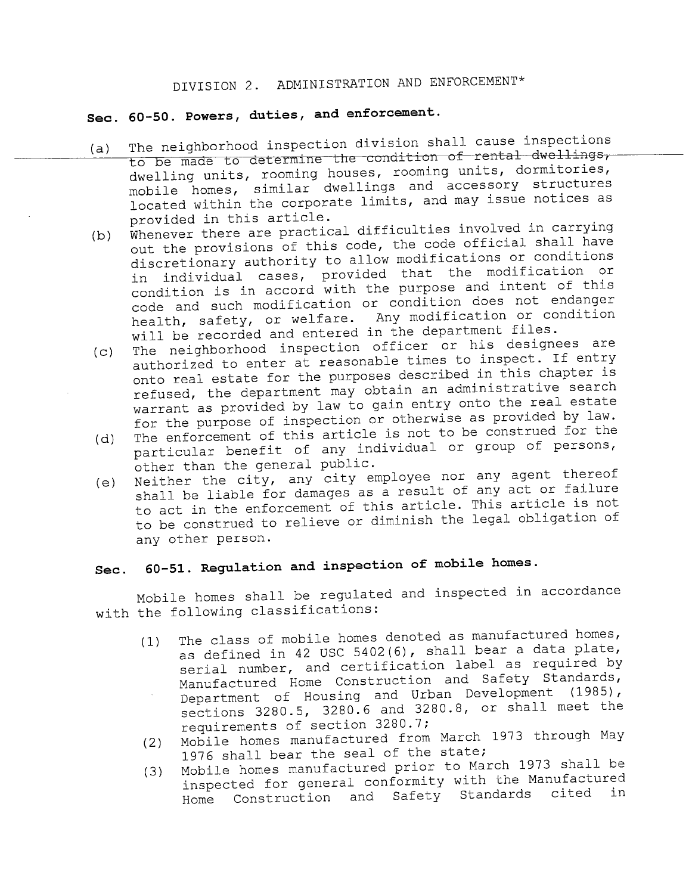## DIVISION 2. ADMINISTRATION AND ENFORCEMENT*

### Sec. 60-50. Powers, duties, and enforcement.

(a) The neighborhood inspection division shall cause inspections to be made to determine the condition of rental dwellings, dwelling units, rooming houses, rooming units, dormitories, mobile homes, similar dwellings and accessory structures located within the corporate limits, and may issue notices as provided in this article.

(b) Whenever there are practical difficulties involved in carrying out the provisions of this code, the code official shall have discretionary authority to allow modifications or conditions in individual cases, provided that the modification or condition is in accord with the purpose and intent of this code and such modification or condition does not endanger health, safety, or welfare. Any modification or condition will be recorded and entered in the department files.

(c) The neighborhood inspection officer or his designees are authorized to enter at reasonable times to inspect. If entry onto real estate for the purposes described in this chapter is refused, the department may obtain an administrative search warrant as provided by law to gain entry onto the real estate for the purpose of inspection or otherwise as provided by law.

(d) The enforcement of this article is not to be construed for the particular benefit of any individual or group of persons, other than the general public.

(e) Neither the city, any city employee nor any agent thereof shall be liable for damages as a result of any act or failure to act in the enforcement of this article. This article is not to be construed to relieve or diminish the legal obligation of any other person.

### Sec. 60-51. Regulation and inspection of mobile homes.

Mobile homes shall be regulated and inspected in accordance with the following classifications:

(1) The class of mobile homes denoted as manufactured homes, as defined in 42 USC 5402(6), shall bear a data plate, serial number, and certification label as required by Manufactured Home Construction and Safety Standards, Department of Housing and Urban Development (1985), sections 3280.5, 3280.6 and 3280.8, or shall meet the requirements of section 3280.7;

(2) Mobile homes manufactured from March 1973 through May 1976 shall bear the seal of the state;

(3) Mobile homes manufactured prior to March 1973 shall be inspected for general conformity with the Manufactured Home Construction and Safety Standards cited in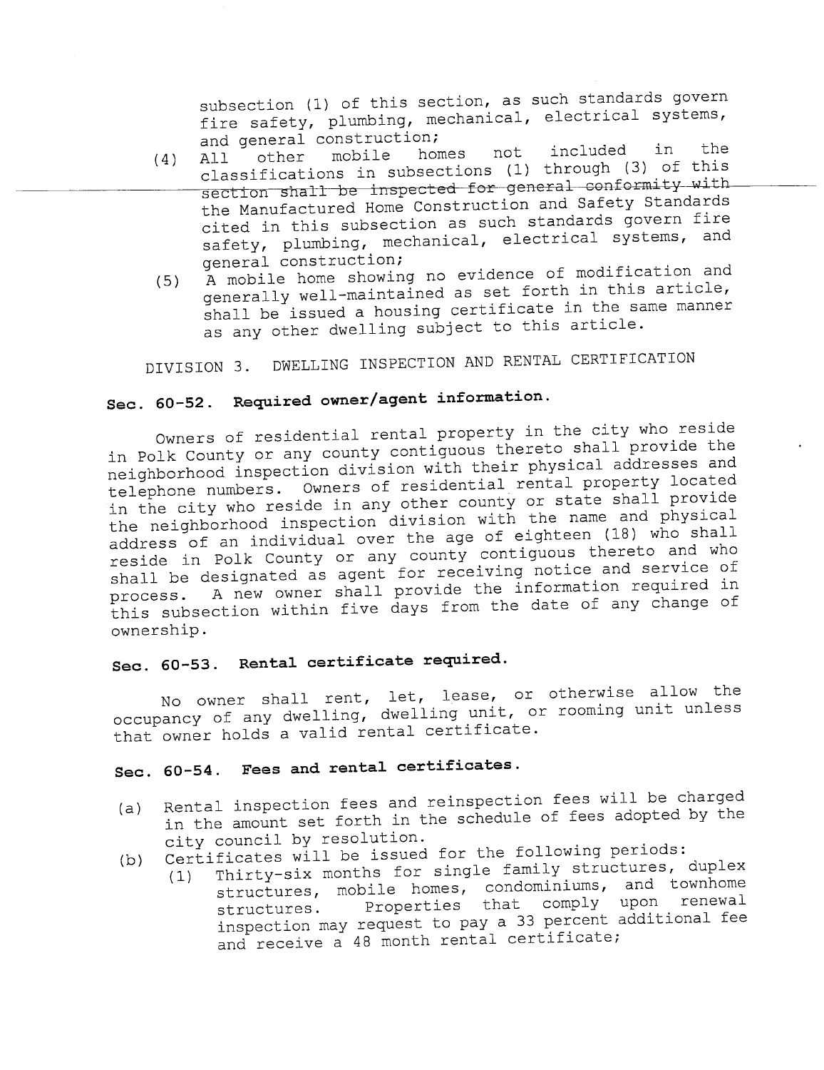subsection (1) of this section, as such standards govern fire safety, plumbing, mechanical, electrical systems, and general construction;

(4) All other mobile homes not included in the classifications in subsections (1) through (3) of this section shall be inspected for general conformity with the Manufactured Home Construction and Safety Standards cited in this subsection as such standards govern fire safety, plumbing, mechanical, electrical systems, and general construction;

(5) A mobile home showing no evidence of modification and generally well-maintained as set forth in this article, shall be issued a housing certificate in the same manner as any other dwelling subject to this article.

## DIVISION 3. DWELLING INSPECTION AND RENTAL CERTIFICATION

### Sec. 60-52. Required owner/agent information.

Owners of residential rental property in the city who reside in Polk County or any county contiguous thereto shall provide the neighborhood inspection division with their physical addresses and telephone numbers. Owners of residential rental property located in the city who reside in any other county or state shall provide the neighborhood inspection division with the name and physical address of an individual over the age of eighteen (18) who shall reside in Polk County or any county contiguous thereto and who shall be designated as agent for receiving notice and service of process. A new owner shall provide the information required in this subsection within five days from the date of any change of ownership.

### Sec. 60-53. Rental certificate required.

No owner shall rent, let, lease, or otherwise allow the occupancy of any dwelling, dwelling unit, or rooming unit unless that owner holds a valid rental certificate.

### Sec. 60-54. Fees and rental certificates.

(a) Rental inspection fees and reinspection fees will be charged in the amount set forth in the schedule of fees adopted by the city council by resolution.

(b) Certificates will be issued for the following periods:

   (1) Thirty-six months for single family structures, duplex structures, mobile homes, condominiums, and townhome structures. Properties that comply upon renewal inspection may request to pay a 33 percent additional fee and receive a 48 month rental certificate;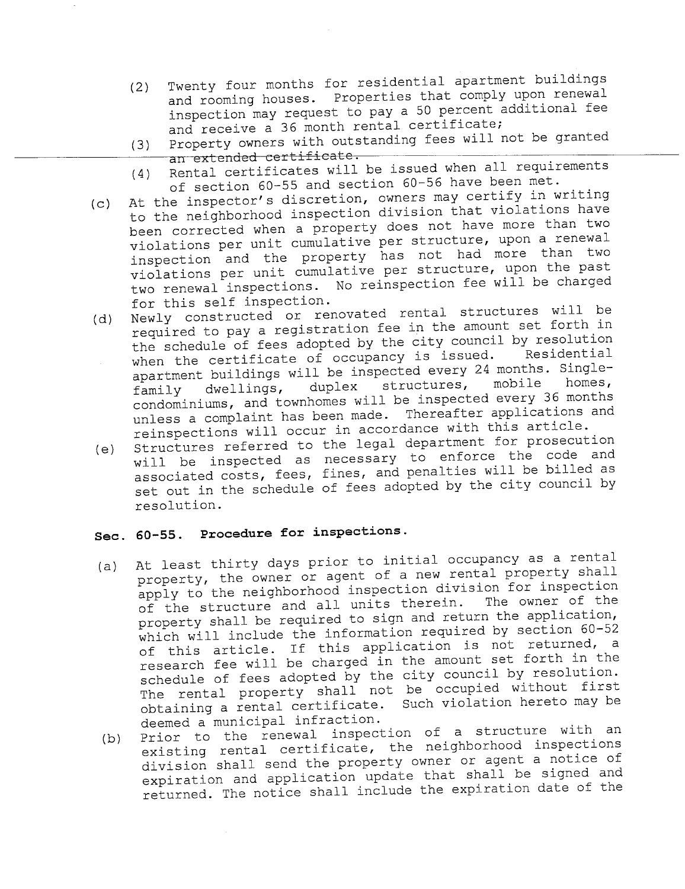(2) Twenty four months for residential apartment buildings and rooming houses. Properties that comply upon renewal inspection may request to pay a 50 percent additional fee and receive a 36 month rental certificate;

(3) Property owners with outstanding fees will not be granted an extended certificate.

(4) Rental certificates will be issued when all requirements of section 60-55 and section 60-56 have been met.

(c) At the inspector's discretion, owners may certify in writing to the neighborhood inspection division that violations have been corrected when a property does not have more than two violations per unit cumulative per structure, upon a renewal inspection and the property has not had more than two violations per unit cumulative per structure, upon the past two renewal inspections. No reinspection fee will be charged for this self inspection.

(d) Newly constructed or renovated rental structures will be required to pay a registration fee in the amount set forth in the schedule of fees adopted by the city council by resolution when the certificate of occupancy is issued. Residential apartment buildings will be inspected every 24 months. Single-family dwellings, duplex structures, mobile homes, condominiums, and townhomes will be inspected every 36 months unless a complaint has been made. Thereafter applications and reinspections will occur in accordance with this article.

(e) Structures referred to the legal department for prosecution will be inspected as necessary to enforce the code and associated costs, fees, fines, and penalties will be billed as set out in the schedule of fees adopted by the city council by resolution.

## Sec. 60-55. Procedure for inspections.

(a) At least thirty days prior to initial occupancy as a rental property, the owner or agent of a new rental property shall apply to the neighborhood inspection division for inspection of the structure and all units therein. The owner of the property shall be required to sign and return the application, which will include the information required by section 60-52 of this article. If this application is not returned, a research fee will be charged in the amount set forth in the schedule of fees adopted by the city council by resolution. The rental property shall not be occupied without first obtaining a rental certificate. Such violation hereto may be deemed a municipal infraction.

(b) Prior to the renewal inspection of a structure with an existing rental certificate, the neighborhood inspections division shall send the property owner or agent a notice of expiration and application update that shall be signed and returned. The notice shall include the expiration date of the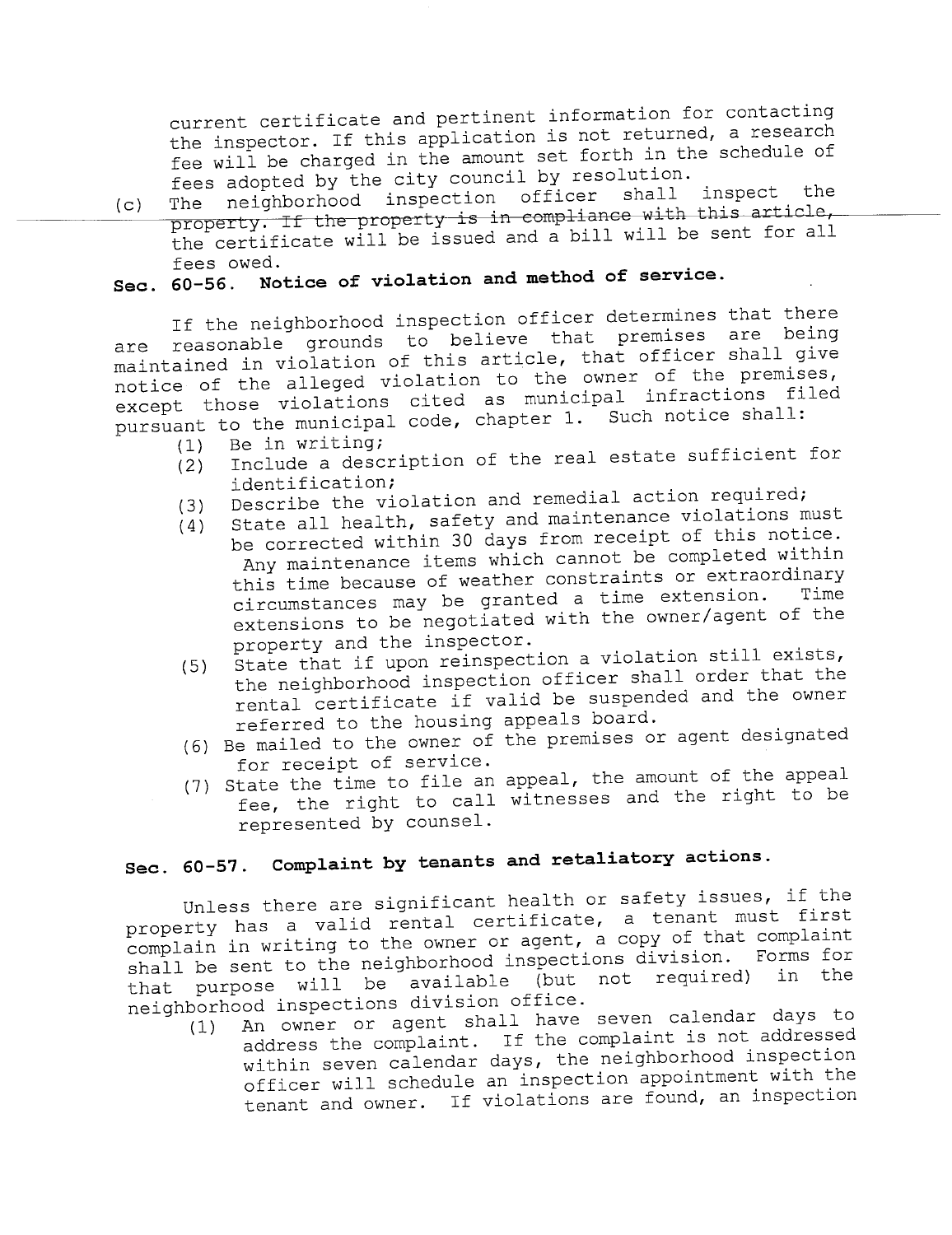current certificate and pertinent information for contacting the inspector. If this application is not returned, a research fee will be charged in the amount set forth in the schedule of fees adopted by the city council by resolution.

(c) The neighborhood inspection officer shall inspect the property. If the property is in compliance with this article, the certificate will be issued and a bill will be sent for all fees owed.

## Sec. 60-56. Notice of violation and method of service.

If the neighborhood inspection officer determines that there are reasonable grounds to believe that premises are being maintained in violation of this article, that officer shall give notice of the alleged violation to the owner of the premises, except those violations cited as municipal infractions filed pursuant to the municipal code, chapter 1. Such notice shall:

(1) Be in writing;
(2) Include a description of the real estate sufficient for identification;
(3) Describe the violation and remedial action required;
(4) State all health, safety and maintenance violations must be corrected within 30 days from receipt of this notice. Any maintenance items which cannot be completed within this time because of weather constraints or extraordinary circumstances may be granted a time extension. Time extensions to be negotiated with the owner/agent of the property and the inspector.
(5) State that if upon reinspection a violation still exists, the neighborhood inspection officer shall order that the rental certificate if valid be suspended and the owner referred to the housing appeals board.
(6) Be mailed to the owner of the premises or agent designated for receipt of service.
(7) State the time to file an appeal, the amount of the appeal fee, the right to call witnesses and the right to be represented by counsel.

## Sec. 60-57. Complaint by tenants and retaliatory actions.

Unless there are significant health or safety issues, if the property has a valid rental certificate, a tenant must first complain in writing to the owner or agent, a copy of that complaint shall be sent to the neighborhood inspections division. Forms for that purpose will be available (but not required) in the neighborhood inspections division office.

(1) An owner or agent shall have seven calendar days to address the complaint. If the complaint is not addressed within seven calendar days, the neighborhood inspection officer will schedule an inspection appointment with the tenant and owner. If violations are found, an inspection